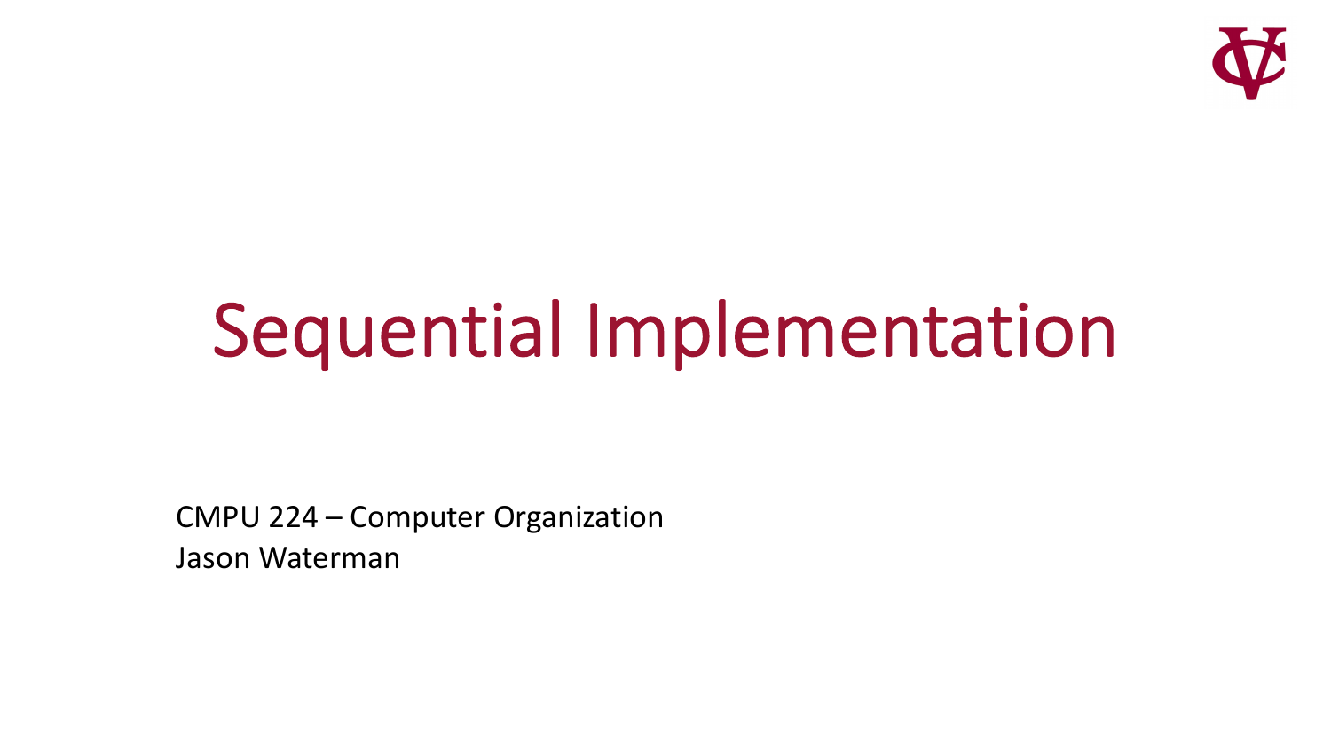# Sequential Implementation

CMPU 224 – Computer Organization
Jason Waterman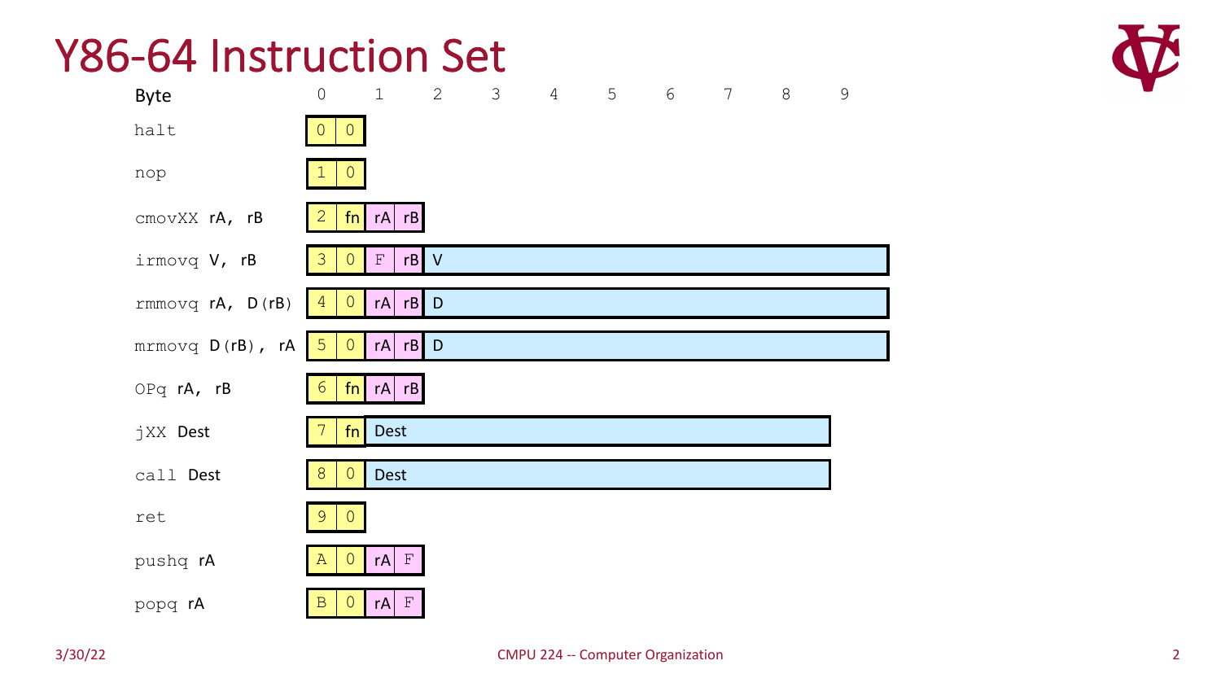# Y86-64 Instruction Set

| Byte | 0 | | 1 | | 2 | 3 | 4 | 5 | 6 | 7 | 8 | 9 |
|---|---|---|---|---|---|---|---|---|---|---|---|---|
| `halt` | 0 | 0 | | | | | | | | | | |
| `nop` | 1 | 0 | | | | | | | | | | |
| `cmovXX` rA, rB | 2 | fn | rA | rB | | | | | | | | |
| `irmovq` V, rB | 3 | 0 | F | rB | V | | | | | | | |
| `rmmovq` rA, D(rB) | 4 | 0 | rA | rB | D | | | | | | | |
| `mrmovq` D(rB), rA | 5 | 0 | rA | rB | D | | | | | | | |
| `OPq` rA, rB | 6 | fn | rA | rB | | | | | | | | |
| `jXX` Dest | 7 | fn | Dest | | | | | | | | | |
| `call` Dest | 8 | 0 | Dest | | | | | | | | | |
| `ret` | 9 | 0 | | | | | | | | | | |
| `pushq` rA | A | 0 | rA | F | | | | | | | | |
| `popq` rA | B | 0 | rA | F | | | | | | | | |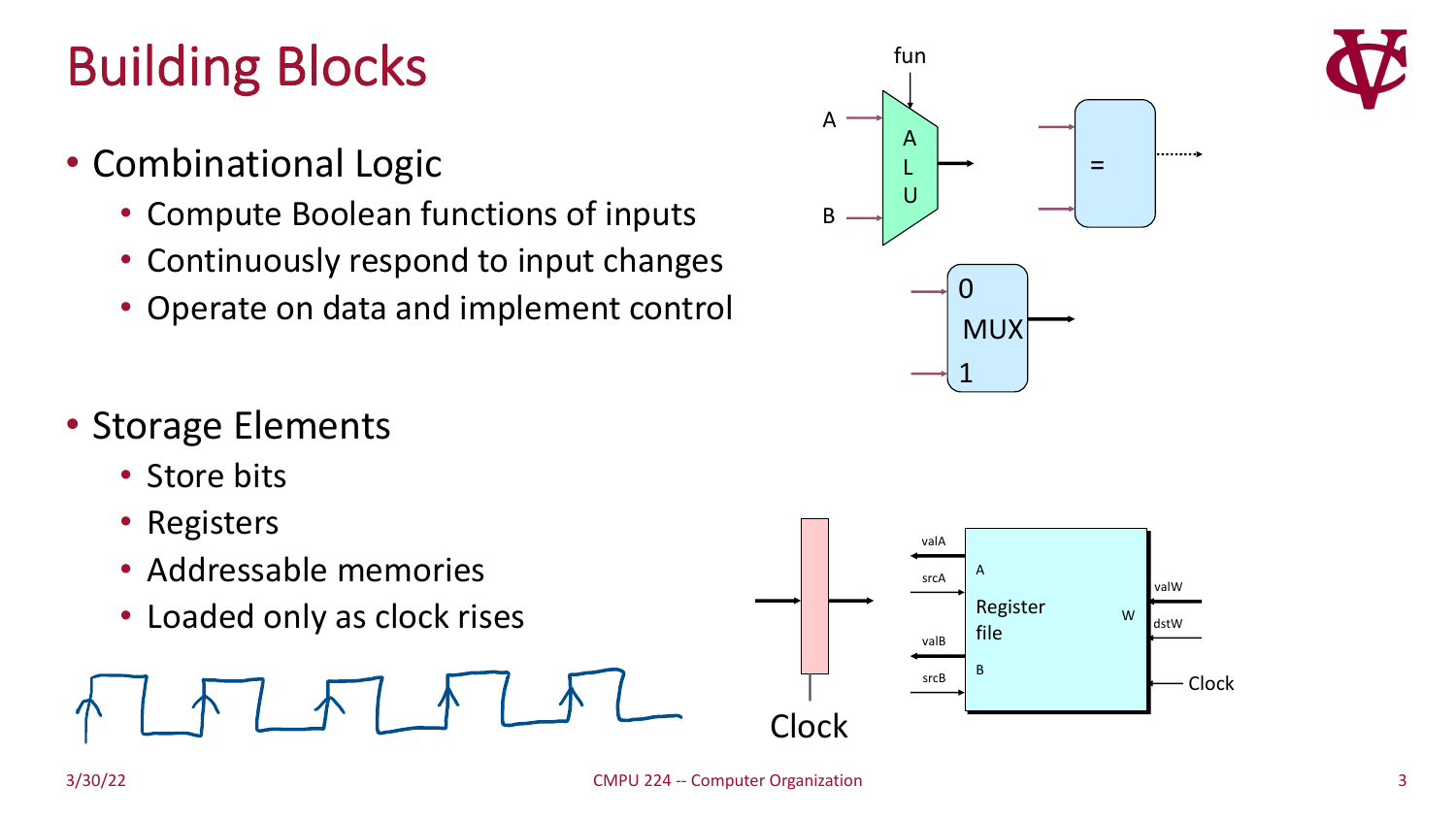# Building Blocks

- Combinational Logic
  - Compute Boolean functions of inputs
  - Continuously respond to input changes
  - Operate on data and implement control
- Storage Elements
  - Store bits
  - Registers
  - Addressable memories
  - Loaded only as clock rises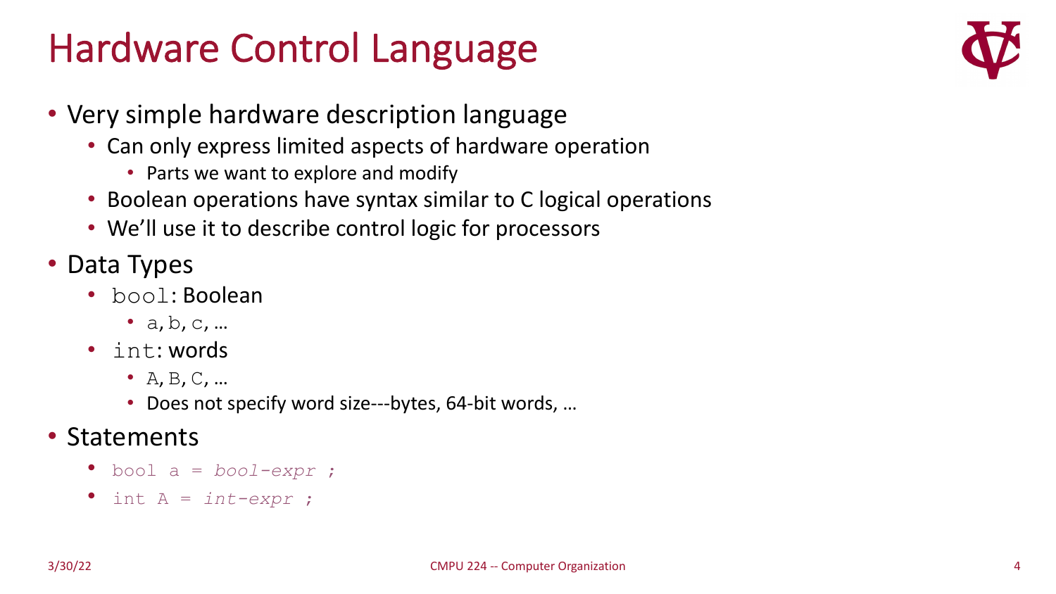# Hardware Control Language

- Very simple hardware description language
  - Can only express limited aspects of hardware operation
    - Parts we want to explore and modify
  - Boolean operations have syntax similar to C logical operations
  - We'll use it to describe control logic for processors
- Data Types
  - `bool`: Boolean
    - `a`, `b`, `c`, …
  - `int`: words
    - `A`, `B`, `C`, …
    - Does not specify word size---bytes, 64-bit words, …
- Statements
  - `bool a = bool-expr ;`
  - `int A = int-expr ;`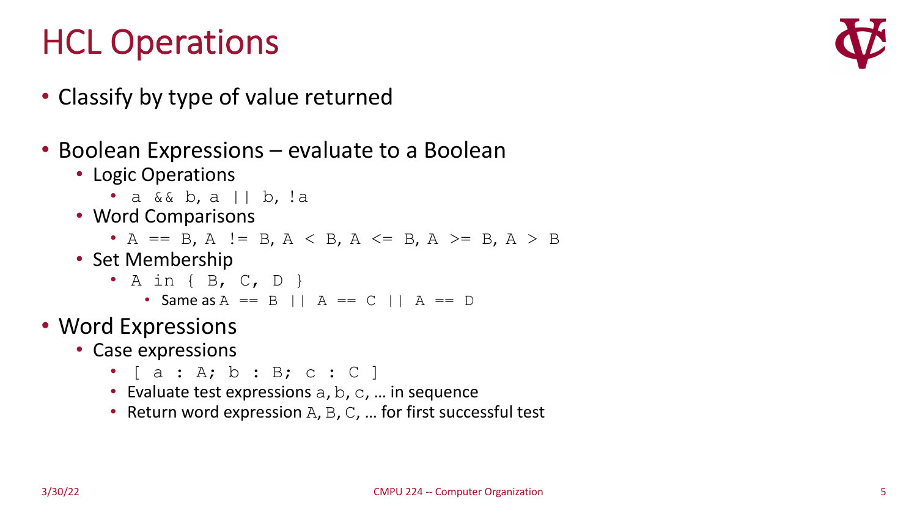# HCL Operations

- Classify by type of value returned
- Boolean Expressions – evaluate to a Boolean
  - Logic Operations
    - `a && b`, `a || b`, `!a`
  - Word Comparisons
    - `A == B`, `A != B`, `A < B`, `A <= B`, `A >= B`, `A > B`
  - Set Membership
    - `A in { B, C, D }`
      - Same as `A == B || A == C || A == D`
- Word Expressions
  - Case expressions
    - `[ a : A; b : B; c : C ]`
    - Evaluate test expressions `a`, `b`, `c`, … in sequence
    - Return word expression `A`, `B`, `C`, … for first successful test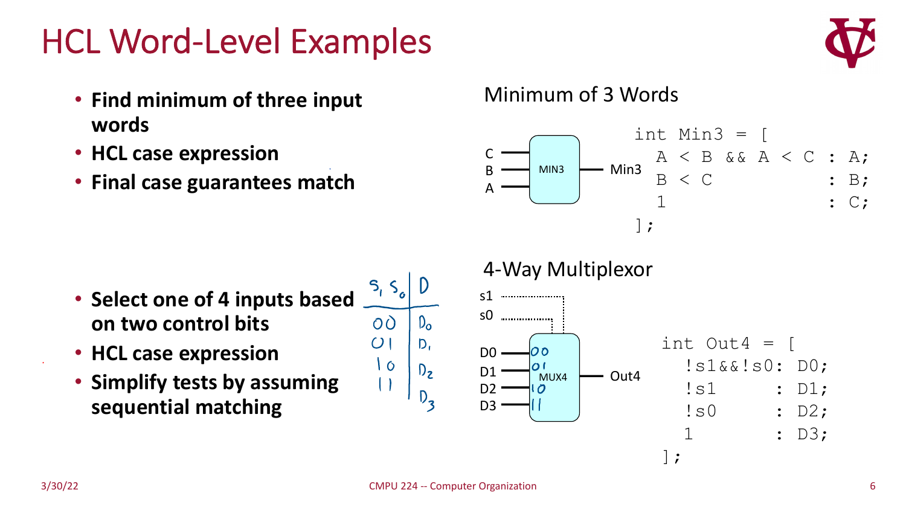# HCL Word-Level Examples

- **Find minimum of three input words**
- **HCL case expression**
- **Final case guarantees match**

## Minimum of 3 Words

C, B, A → MIN3 → Min3

```
int Min3 = [
  A < B && A < C : A;
  B < C          : B;
  1              : C;
];
```

- **Select one of 4 inputs based on two control bits**
- **HCL case expression**
- **Simplify tests by assuming sequential matching**

| $s_1 s_0$ | D |
| --- | --- |
| 00 | $D_0$ |
| 01 | $D_1$ |
| 10 | $D_2$ |
| 11 | $D_3$ |

## 4-Way Multiplexor

s1, s0, D0 (00), D1 (01), D2 (10), D3 (11) → MUX4 → Out4

```
int Out4 = [
  !s1&&!s0: D0;
  !s1     : D1;
  !s0     : D2;
  1       : D3;
];
```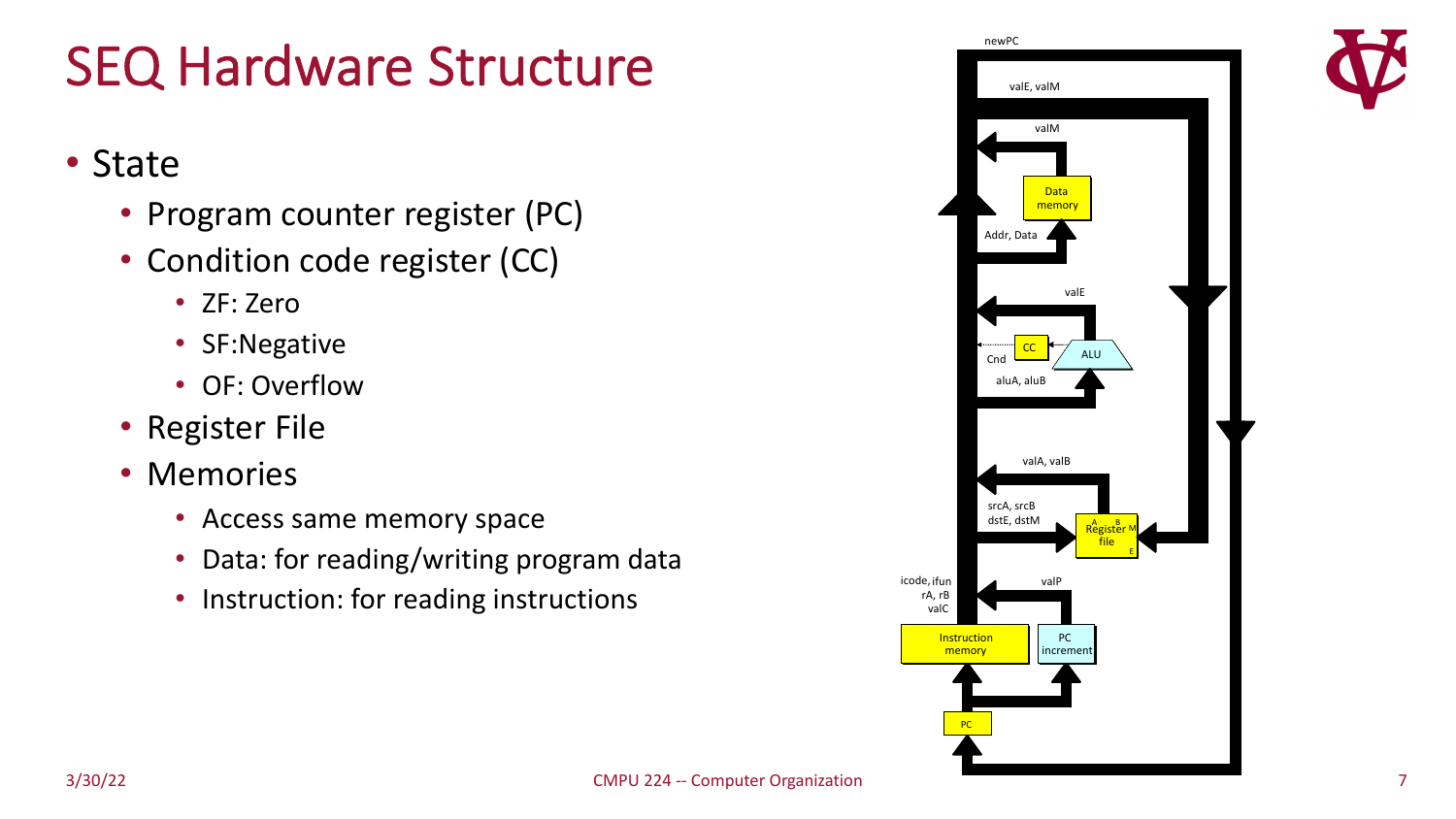# SEQ Hardware Structure

- State
  - Program counter register (PC)
  - Condition code register (CC)
    - ZF: Zero
    - SF:Negative
    - OF: Overflow
  - Register File
  - Memories
    - Access same memory space
    - Data: for reading/writing program data
    - Instruction: for reading instructions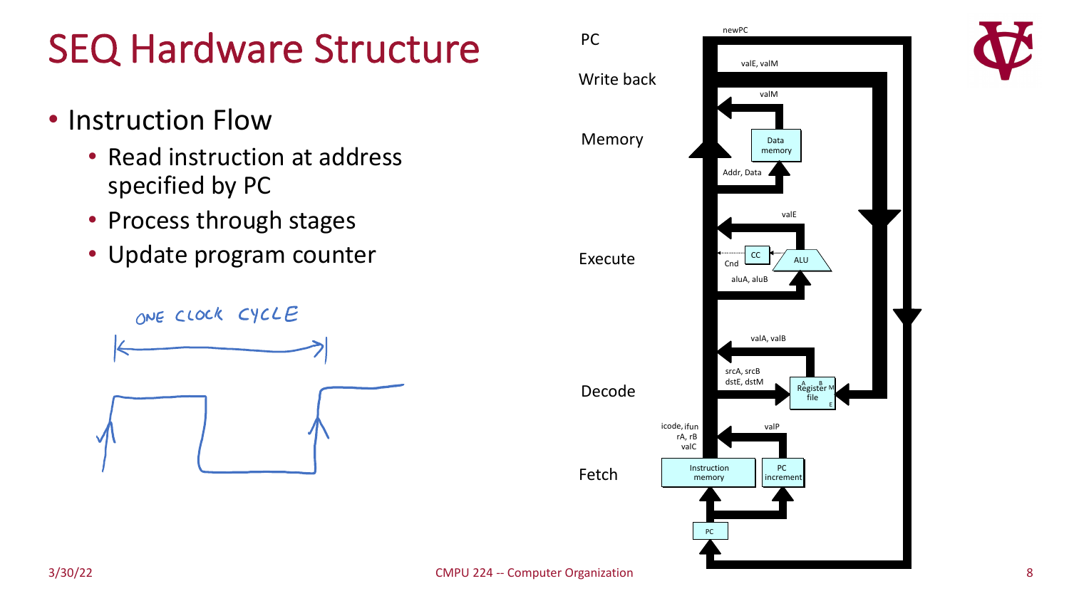# SEQ Hardware Structure

- Instruction Flow
  - Read instruction at address specified by PC
  - Process through stages
  - Update program counter

ONE CLOCK CYCLE

PC

Write back

Memory

Execute

Decode

Fetch

newPC

valE, valM

valM

Data memory

Addr, Data

valE

CC

ALU

Cnd

aluA, aluB

valA, valB

srcA, srcB
dstE, dstM

Register file

icode, ifun
rA, rB
valC

valP

Instruction memory

PC increment

PC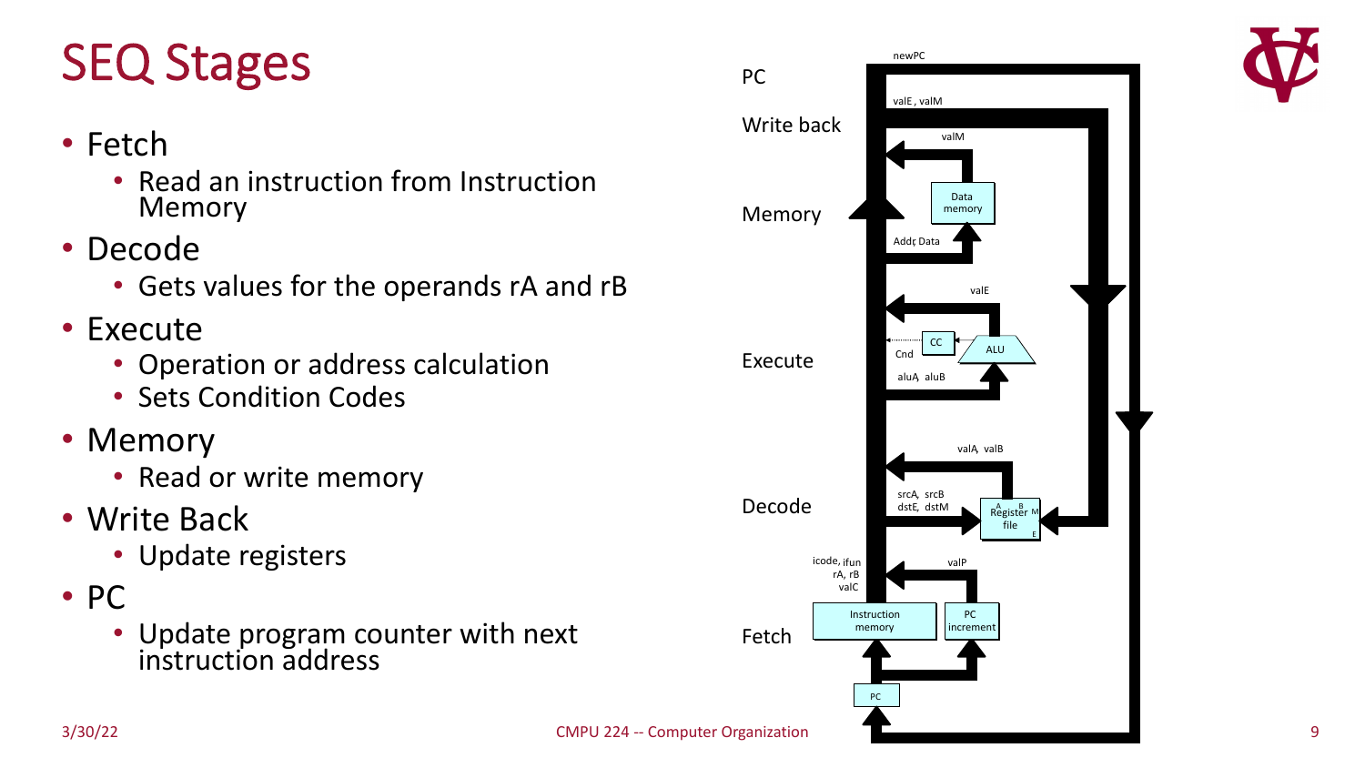# SEQ Stages

- Fetch
  - Read an instruction from Instruction Memory
- Decode
  - Gets values for the operands rA and rB
- Execute
  - Operation or address calculation
  - Sets Condition Codes
- Memory
  - Read or write memory
- Write Back
  - Update registers
- PC
  - Update program counter with next instruction address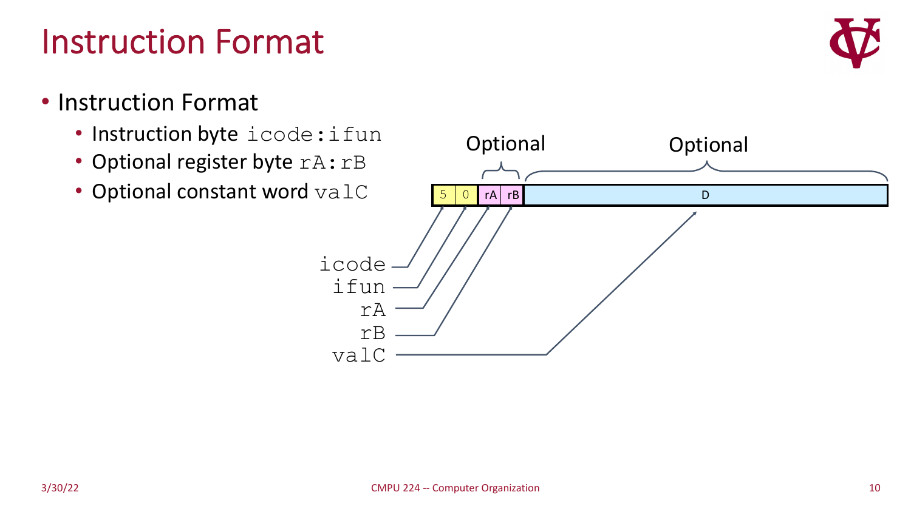# Instruction Format

- Instruction Format
  - Instruction byte `icode:ifun`
  - Optional register byte `rA:rB`
  - Optional constant word `valC`

| 5 | 0 | rA | rB | D |
|---|---|---|---|---|

Optional (register byte rA:rB) — Optional (constant word D)

- `icode` → 5
- `ifun` → 0
- `rA` → rA
- `rB` → rB
- `valC` → D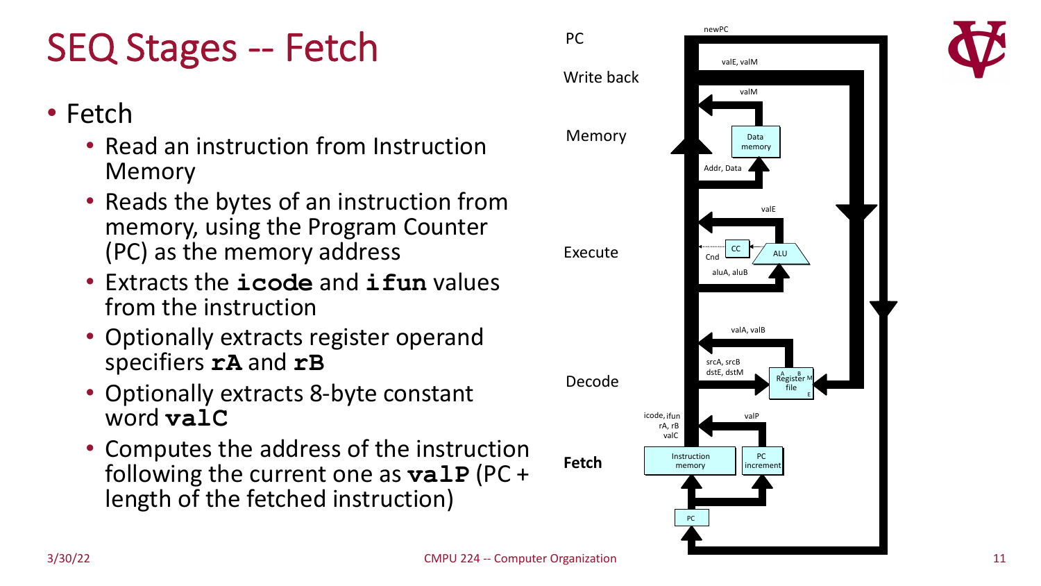# SEQ Stages -- Fetch

- Fetch
  - Read an instruction from Instruction Memory
  - Reads the bytes of an instruction from memory, using the Program Counter (PC) as the memory address
  - Extracts the **`icode`** and **`ifun`** values from the instruction
  - Optionally extracts register operand specifiers **`rA`** and **`rB`**
  - Optionally extracts 8-byte constant word **`valC`**
  - Computes the address of the instruction following the current one as **`valP`** (PC + length of the fetched instruction)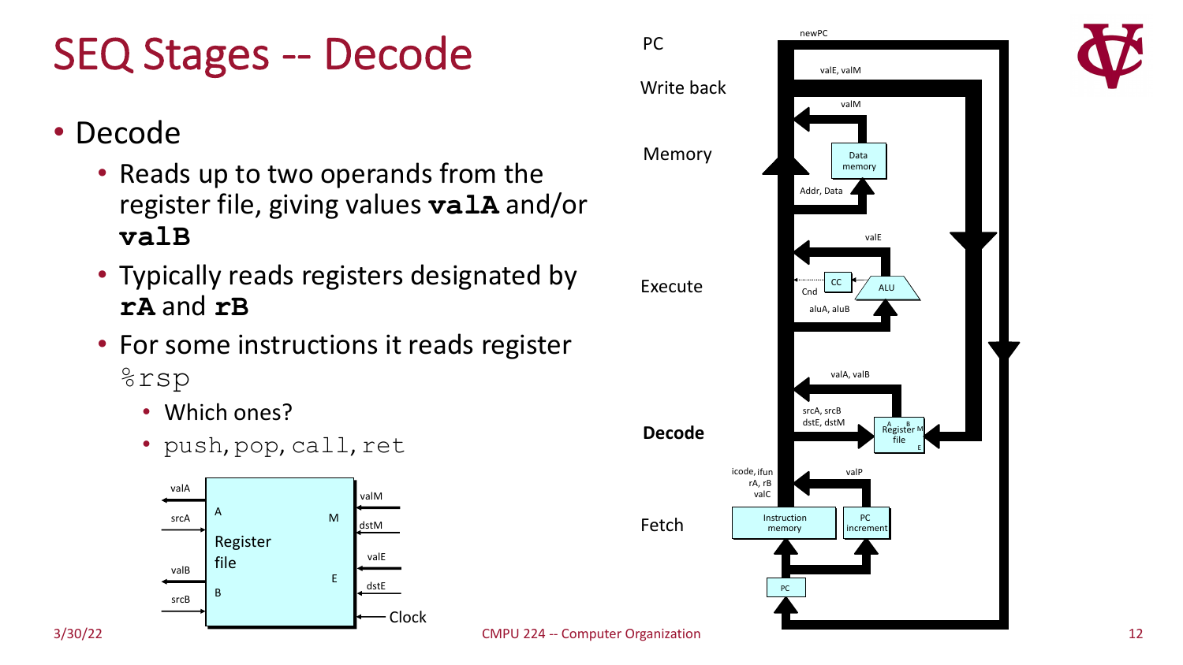# SEQ Stages -- Decode

- Decode
  - Reads up to two operands from the register file, giving values **`valA`** and/or **`valB`**
  - Typically reads registers designated by **`rA`** and **`rB`**
  - For some instructions it reads register `%rsp`
    - Which ones?
    - `push`, `pop`, `call`, `ret`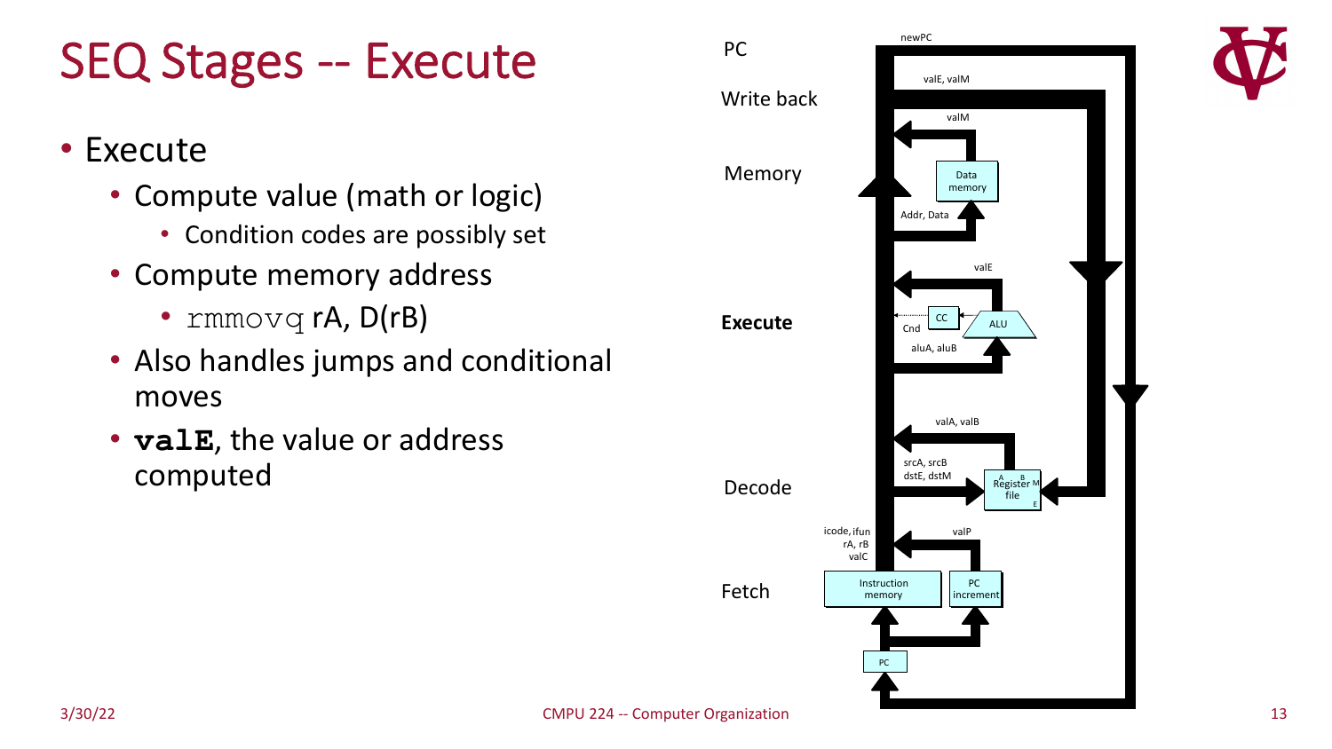# SEQ Stages -- Execute

- Execute
  - Compute value (math or logic)
    - Condition codes are possibly set
  - Compute memory address
    - `rmmovq` rA, D(rB)
  - Also handles jumps and conditional moves
  - **`valE`**, the value or address computed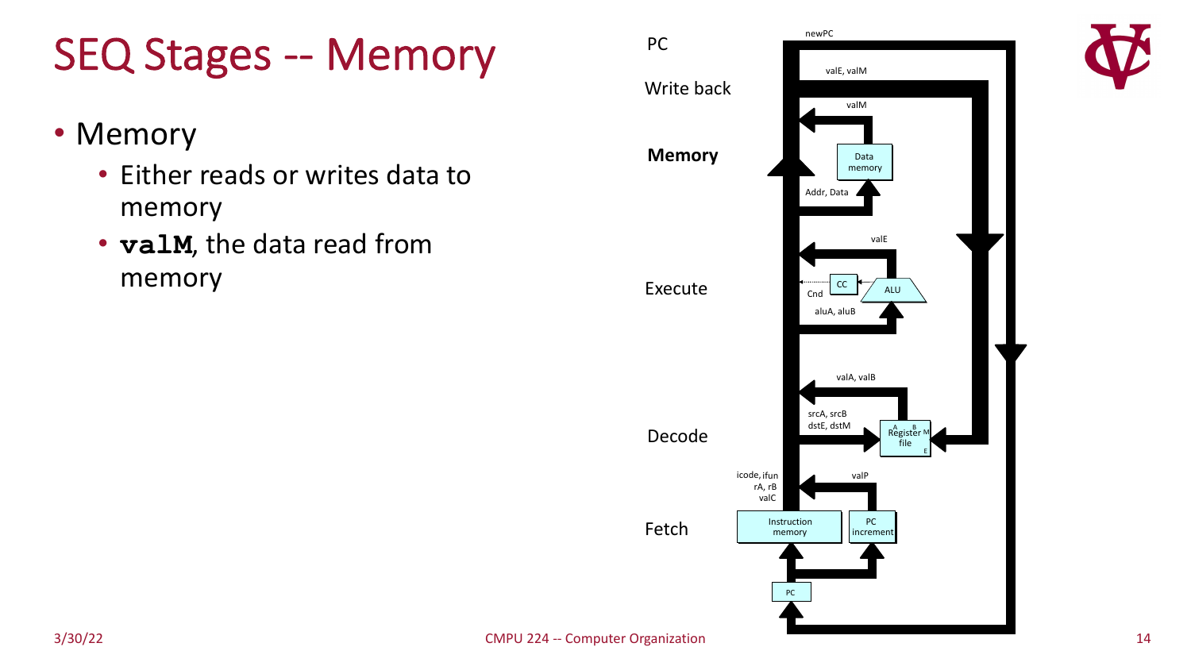# SEQ Stages -- Memory

- Memory
  - Either reads or writes data to memory
  - **valM**, the data read from memory

PC

Write back

**Memory**

Execute

Decode

Fetch

newPC

valE, valM

valM

Data memory

Addr, Data

valE

CC

ALU

Cnd

aluA, aluB

valA, valB

srcA, srcB
dstE, dstM

Register file

icode, ifun
rA, rB
valC

valP

Instruction memory

PC increment

PC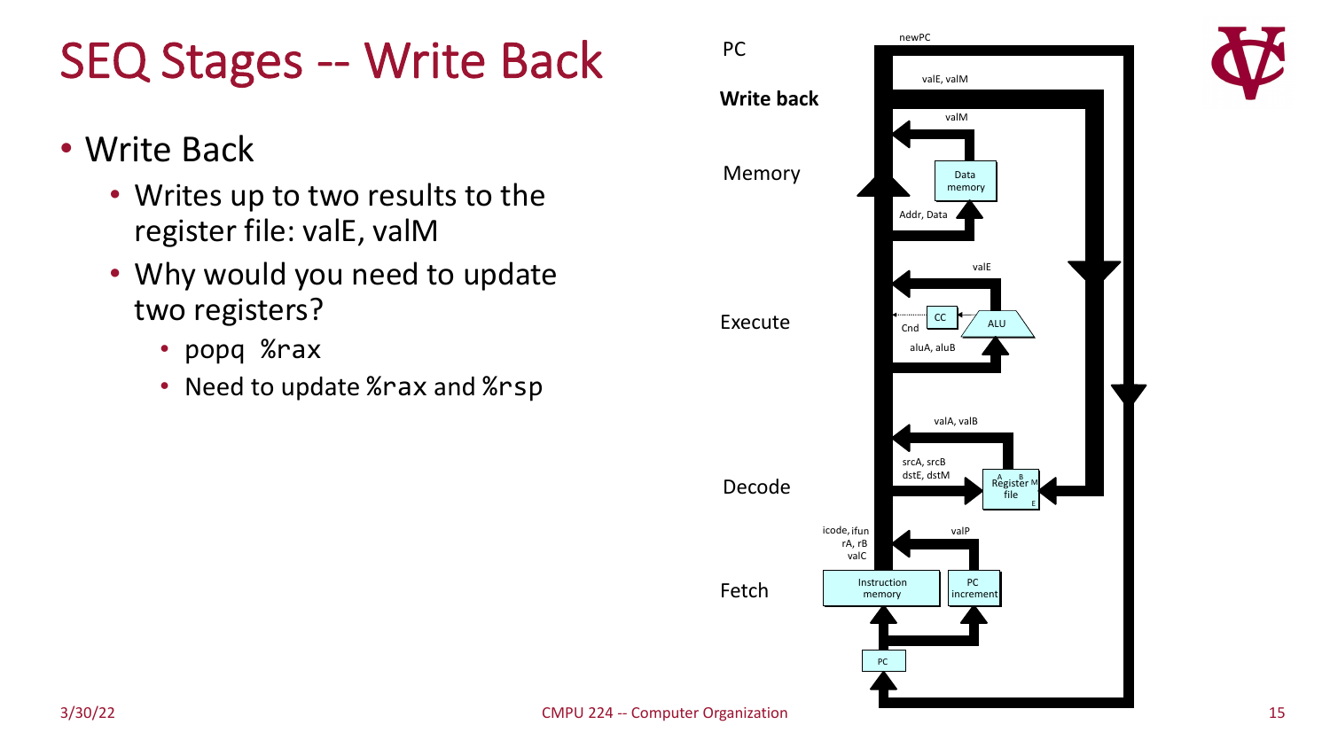# SEQ Stages -- Write Back

- Write Back
  - Writes up to two results to the register file: valE, valM
  - Why would you need to update two registers?
    - `popq %rax`
    - Need to update `%rax` and `%rsp`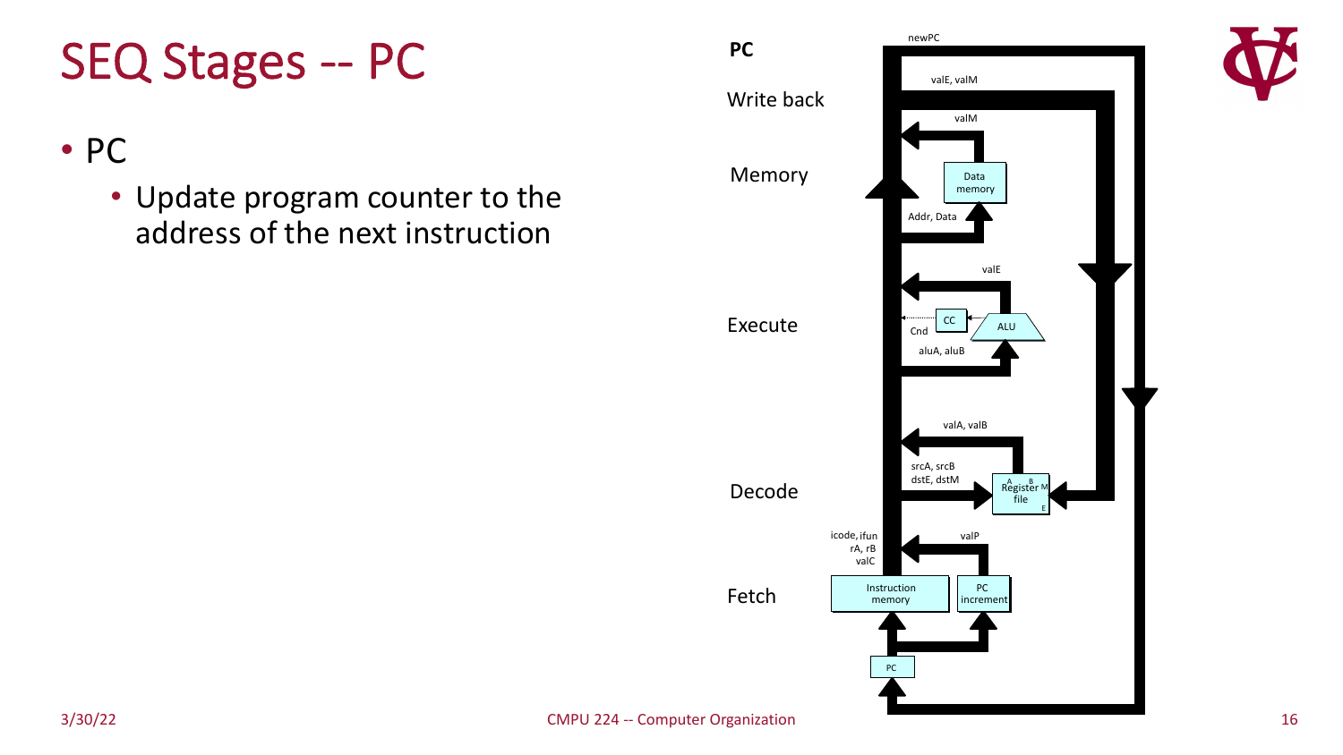# SEQ Stages -- PC

- PC
  - Update program counter to the address of the next instruction

**PC**

newPC

Write back

valE, valM

valM

Memory

Data memory

Addr, Data

valE

Execute

CC

ALU

Cnd

aluA, aluB

valA, valB

srcA, srcB
dstE, dstM

Decode

A B
Register M
file
E

icode, ifun
rA, rB
valC

valP

Fetch

Instruction memory

PC increment

PC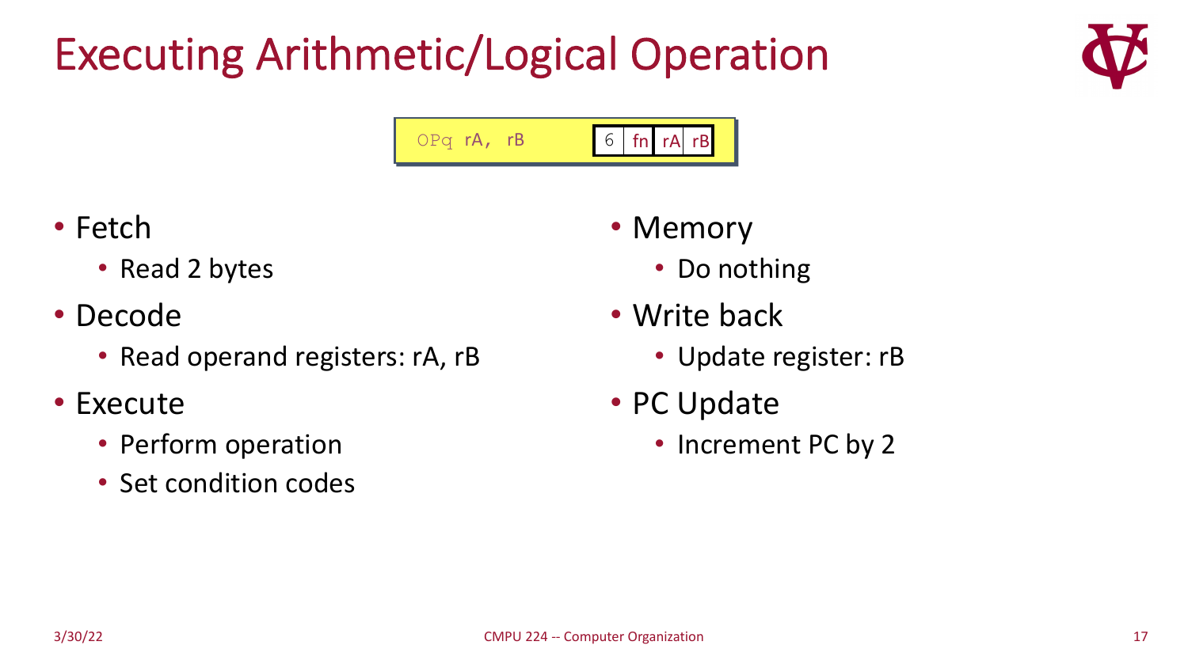# Executing Arithmetic/Logical Operation

| OPq rA, rB | 6 | fn | rA | rB |
|---|---|---|---|---|

- Fetch
  - Read 2 bytes
- Decode
  - Read operand registers: rA, rB
- Execute
  - Perform operation
  - Set condition codes
- Memory
  - Do nothing
- Write back
  - Update register: rB
- PC Update
  - Increment PC by 2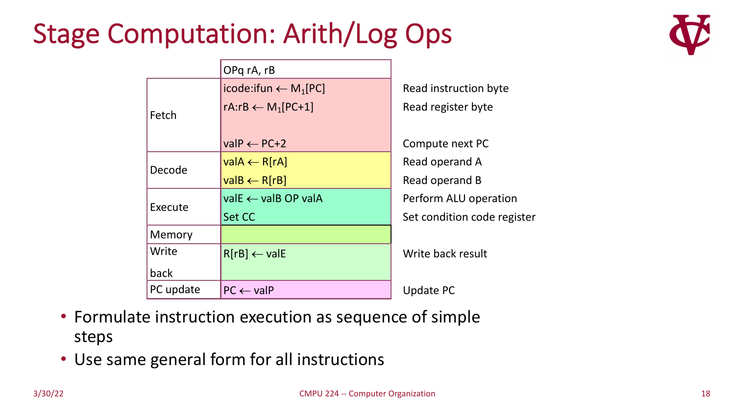# Stage Computation: Arith/Log Ops

| | OPq rA, rB | |
|---|---|---|
| Fetch | icode:ifun ← $M_1$[PC] | Read instruction byte |
| | rA:rB ← $M_1$[PC+1] | Read register byte |
| | valP ← PC+2 | Compute next PC |
| Decode | valA ← R[rA] | Read operand A |
| | valB ← R[rB] | Read operand B |
| Execute | valE ← valB OP valA | Perform ALU operation |
| | Set CC | Set condition code register |
| Memory | | |
| Write back | R[rB] ← valE | Write back result |
| PC update | PC ← valP | Update PC |

- Formulate instruction execution as sequence of simple steps
- Use same general form for all instructions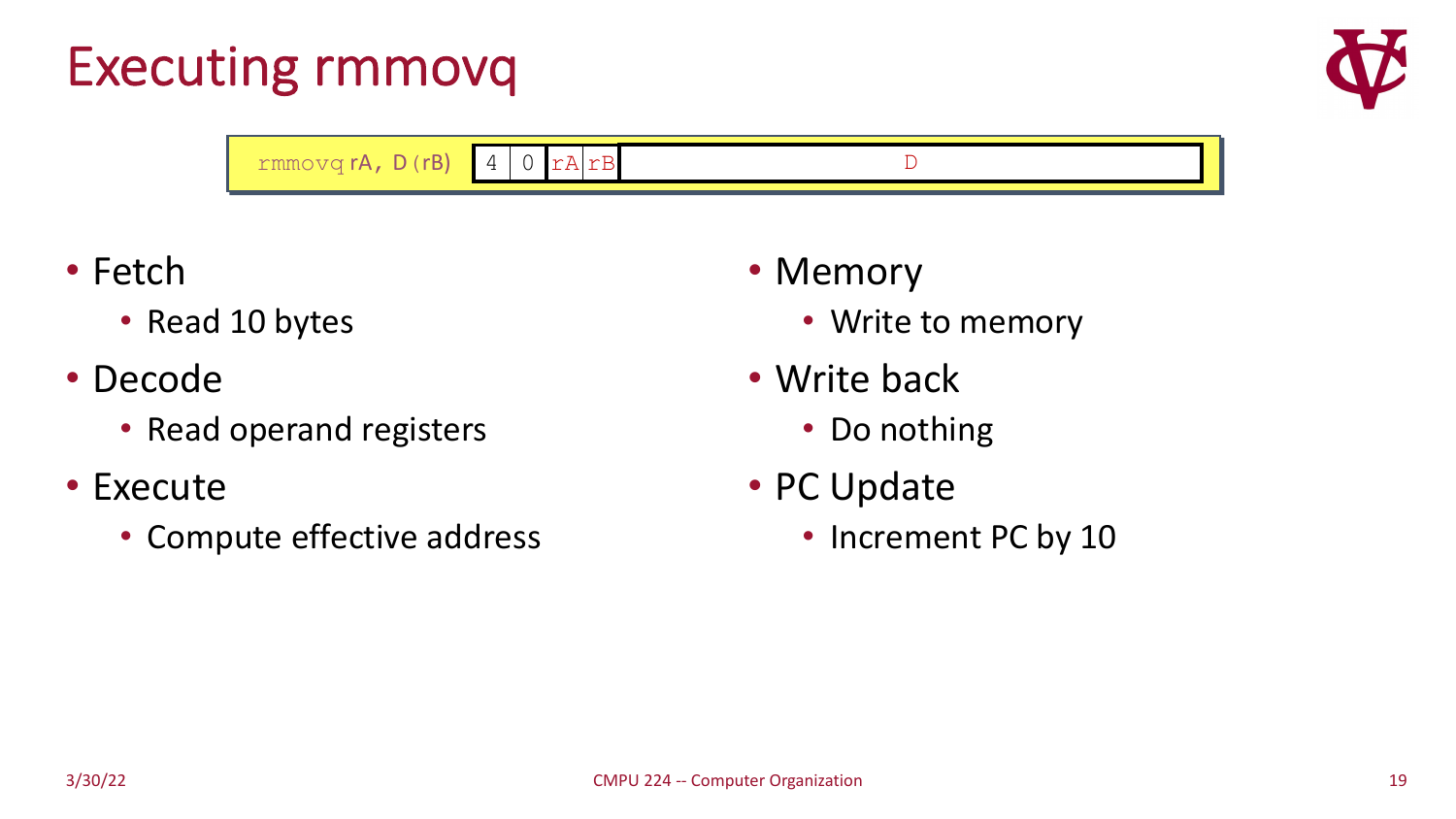# Executing rmmovq

| rmmovq rA, D(rB) | 4 | 0 | rA | rB | D |
|---|---|---|---|---|---|

- Fetch
  - Read 10 bytes
- Decode
  - Read operand registers
- Execute
  - Compute effective address
- Memory
  - Write to memory
- Write back
  - Do nothing
- PC Update
  - Increment PC by 10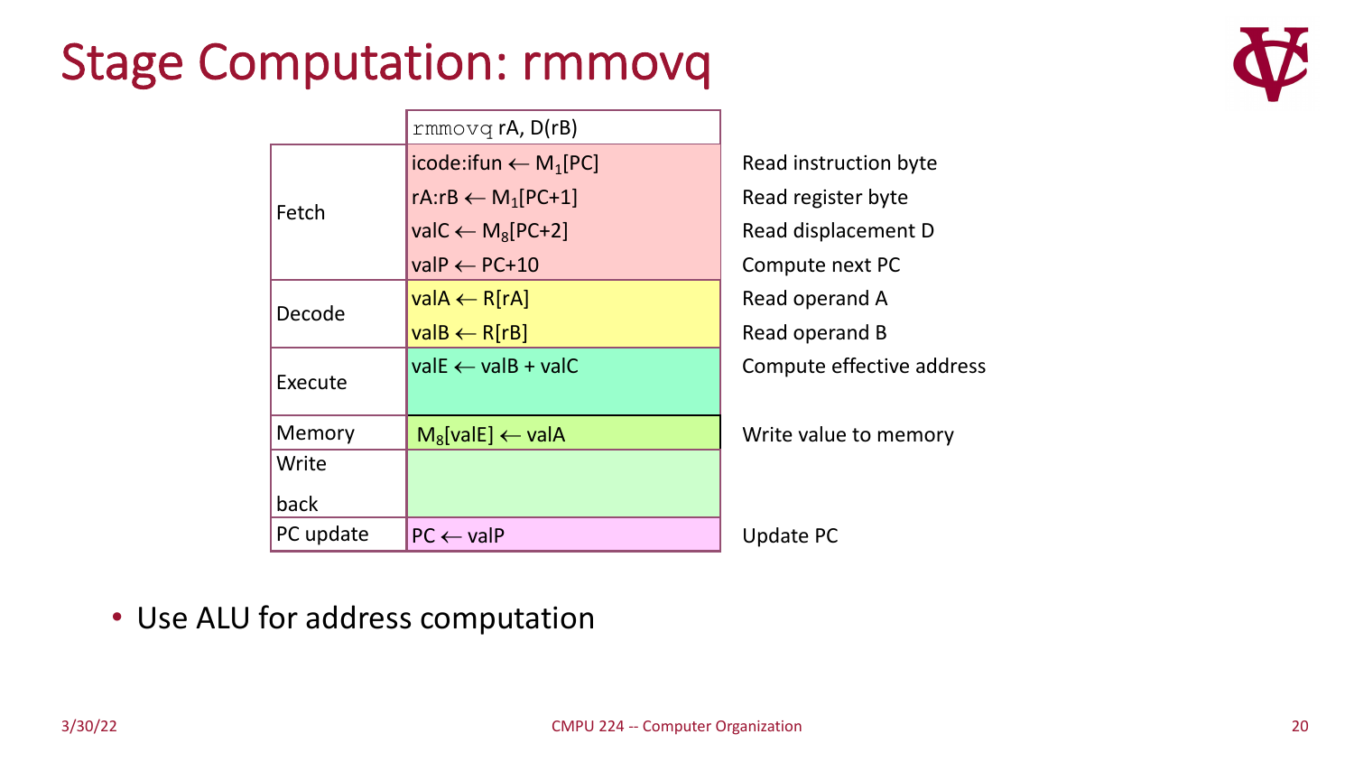# Stage Computation: rmmovq

| Stage | `rmmovq` rA, D(rB) | |
|---|---|---|
| Fetch | icode:ifun ← $M_1$[PC] | Read instruction byte |
| | rA:rB ← $M_1$[PC+1] | Read register byte |
| | valC ← $M_8$[PC+2] | Read displacement D |
| | valP ← PC+10 | Compute next PC |
| Decode | valA ← R[rA] | Read operand A |
| | valB ← R[rB] | Read operand B |
| Execute | valE ← valB + valC | Compute effective address |
| Memory | $M_8$[valE] ← valA | Write value to memory |
| Write back | | |
| PC update | PC ← valP | Update PC |

- Use ALU for address computation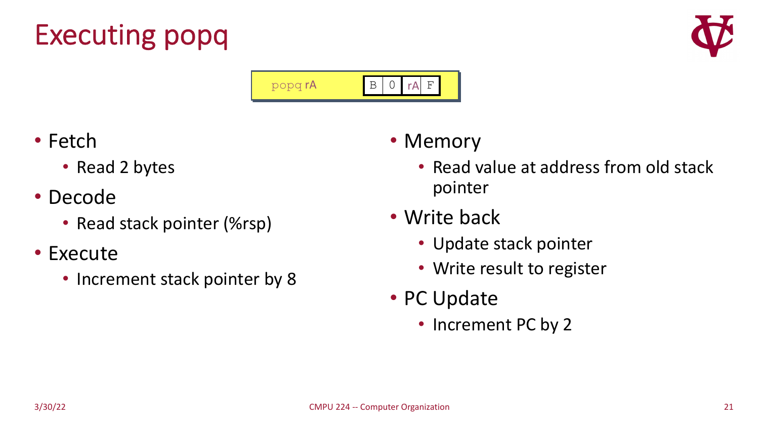# Executing popq

| popq rA | B | 0 | rA | F |
|---|---|---|---|---|

- Fetch
  - Read 2 bytes
- Decode
  - Read stack pointer (%rsp)
- Execute
  - Increment stack pointer by 8
- Memory
  - Read value at address from old stack pointer
- Write back
  - Update stack pointer
  - Write result to register
- PC Update
  - Increment PC by 2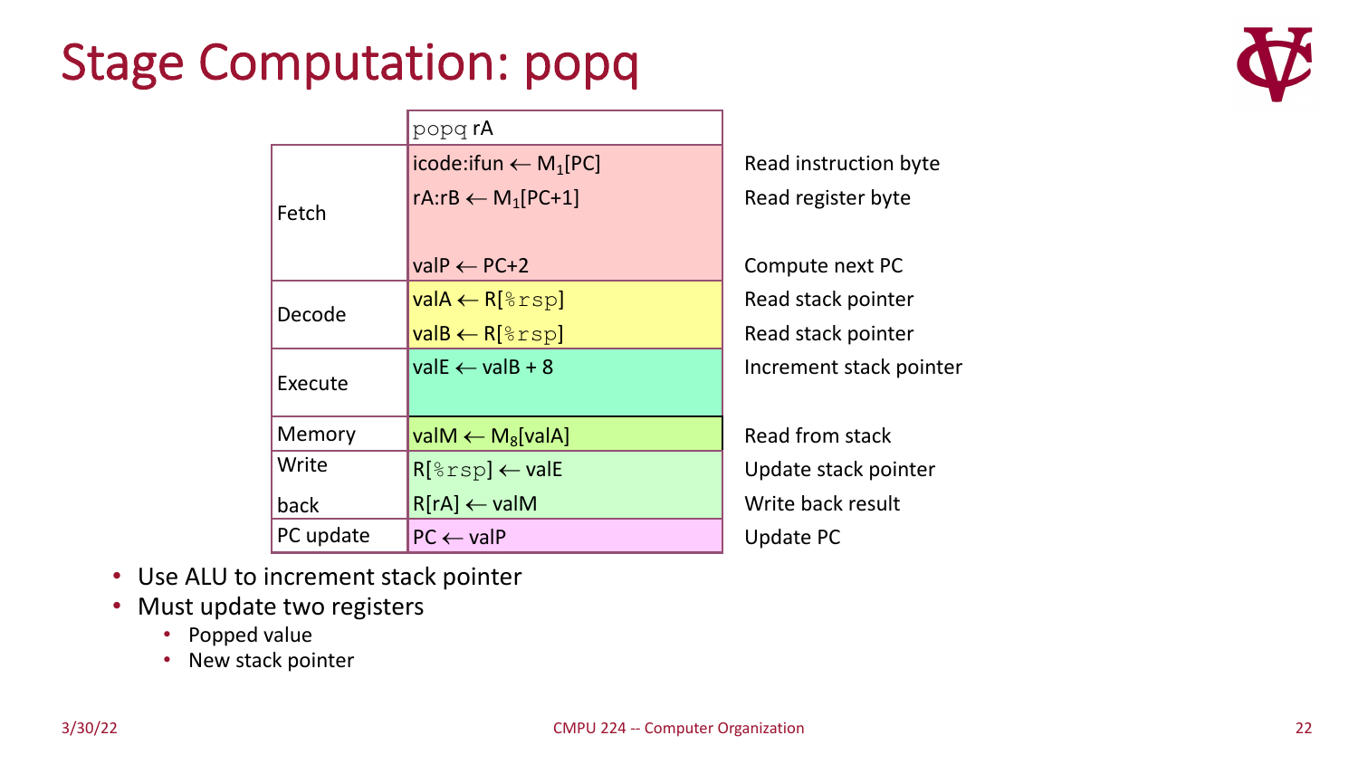# Stage Computation: popq

| | popq rA | |
|---|---|---|
| Fetch | icode:ifun ← $M_1$[PC] | Read instruction byte |
| | rA:rB ← $M_1$[PC+1] | Read register byte |
| | | |
| | valP ← PC+2 | Compute next PC |
| Decode | valA ← R[%rsp] | Read stack pointer |
| | valB ← R[%rsp] | Read stack pointer |
| Execute | valE ← valB + 8 | Increment stack pointer |
| | | |
| Memory | valM ← $M_8$[valA] | Read from stack |
| Write back | R[%rsp] ← valE | Update stack pointer |
| | R[rA] ← valM | Write back result |
| PC update | PC ← valP | Update PC |

- Use ALU to increment stack pointer
- Must update two registers
  - Popped value
  - New stack pointer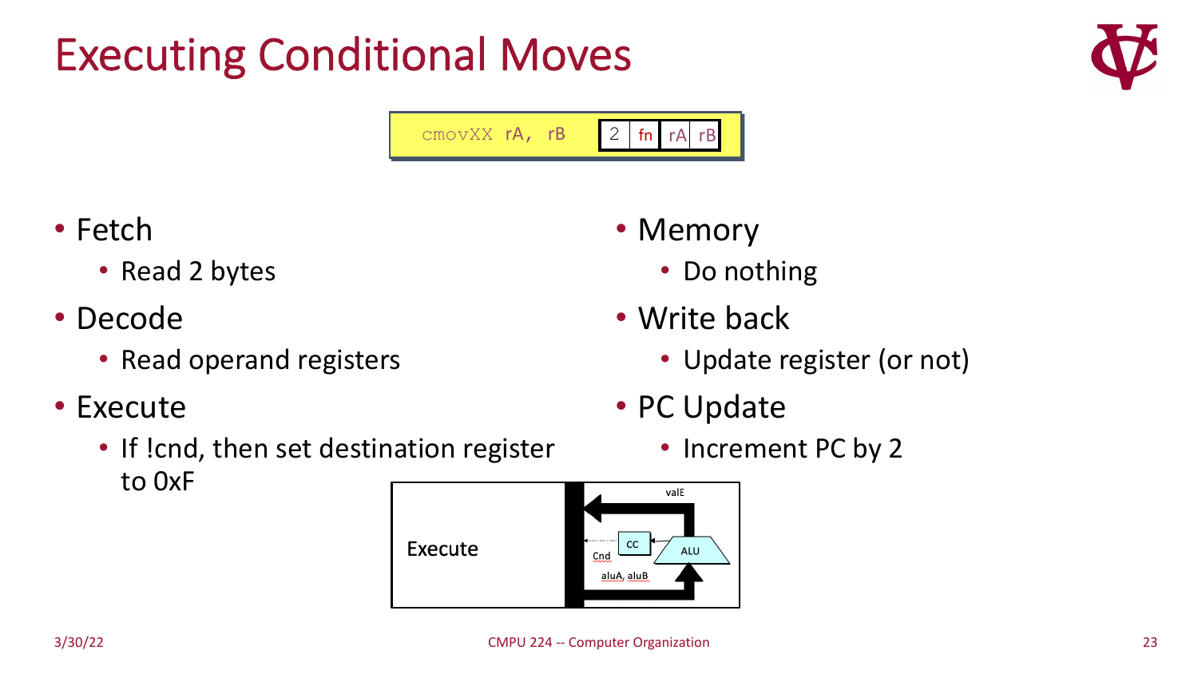# Executing Conditional Moves

```
cmovXX rA, rB
```

| 2 | fn | rA | rB |
|---|---|---|---|

- Fetch
  - Read 2 bytes
- Decode
  - Read operand registers
- Execute
  - If !cnd, then set destination register to 0xF
- Memory
  - Do nothing
- Write back
  - Update register (or not)
- PC Update
  - Increment PC by 2

Execute

valE

CC

Cnd

ALU

aluA, aluB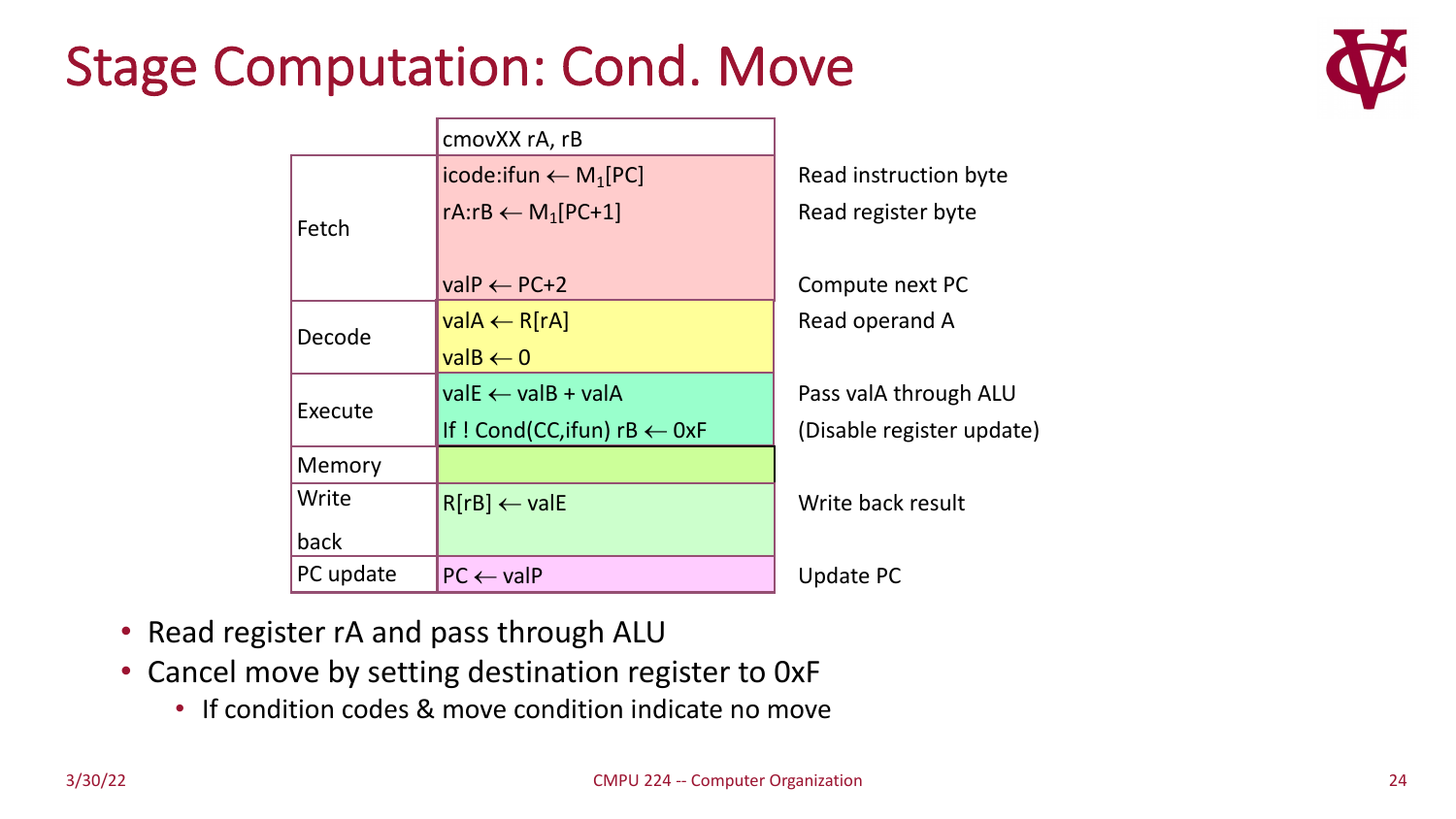# Stage Computation: Cond. Move

| | cmovXX rA, rB | |
|---|---|---|
| Fetch | icode:ifun ← $M_1$[PC] | Read instruction byte |
| | rA:rB ← $M_1$[PC+1] | Read register byte |
| | valP ← PC+2 | Compute next PC |
| Decode | valA ← R[rA] | Read operand A |
| | valB ← 0 | |
| Execute | valE ← valB + valA | Pass valA through ALU |
| | If ! Cond(CC,ifun) rB ← 0xF | (Disable register update) |
| Memory | | |
| Write back | R[rB] ← valE | Write back result |
| PC update | PC ← valP | Update PC |

- Read register rA and pass through ALU
- Cancel move by setting destination register to 0xF
  - If condition codes & move condition indicate no move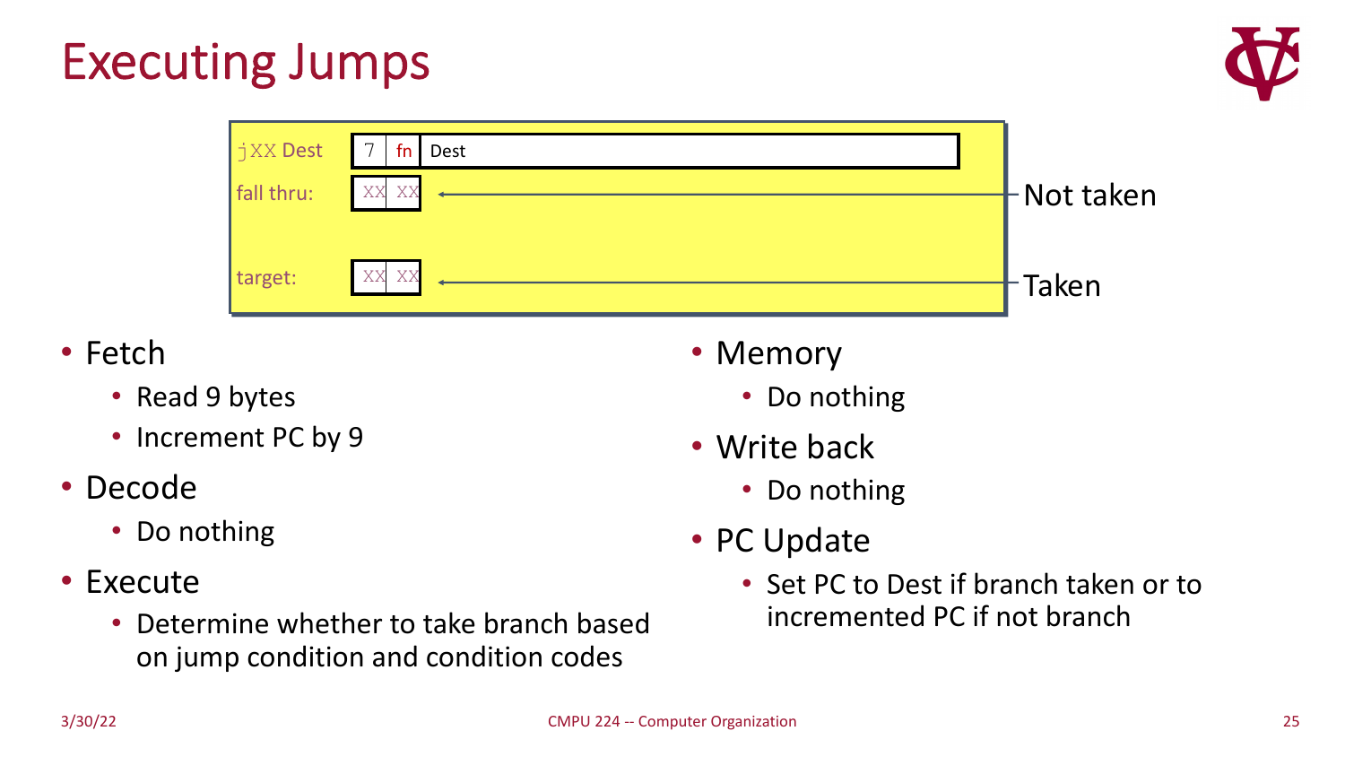# Executing Jumps

```
jXX Dest     | 7 | fn | Dest |
fall thru:   | XX | XX |   <---- Not taken

target:      | XX | XX |   <---- Taken
```

- Fetch
  - Read 9 bytes
  - Increment PC by 9
- Decode
  - Do nothing
- Execute
  - Determine whether to take branch based on jump condition and condition codes
- Memory
  - Do nothing
- Write back
  - Do nothing
- PC Update
  - Set PC to Dest if branch taken or to incremented PC if not branch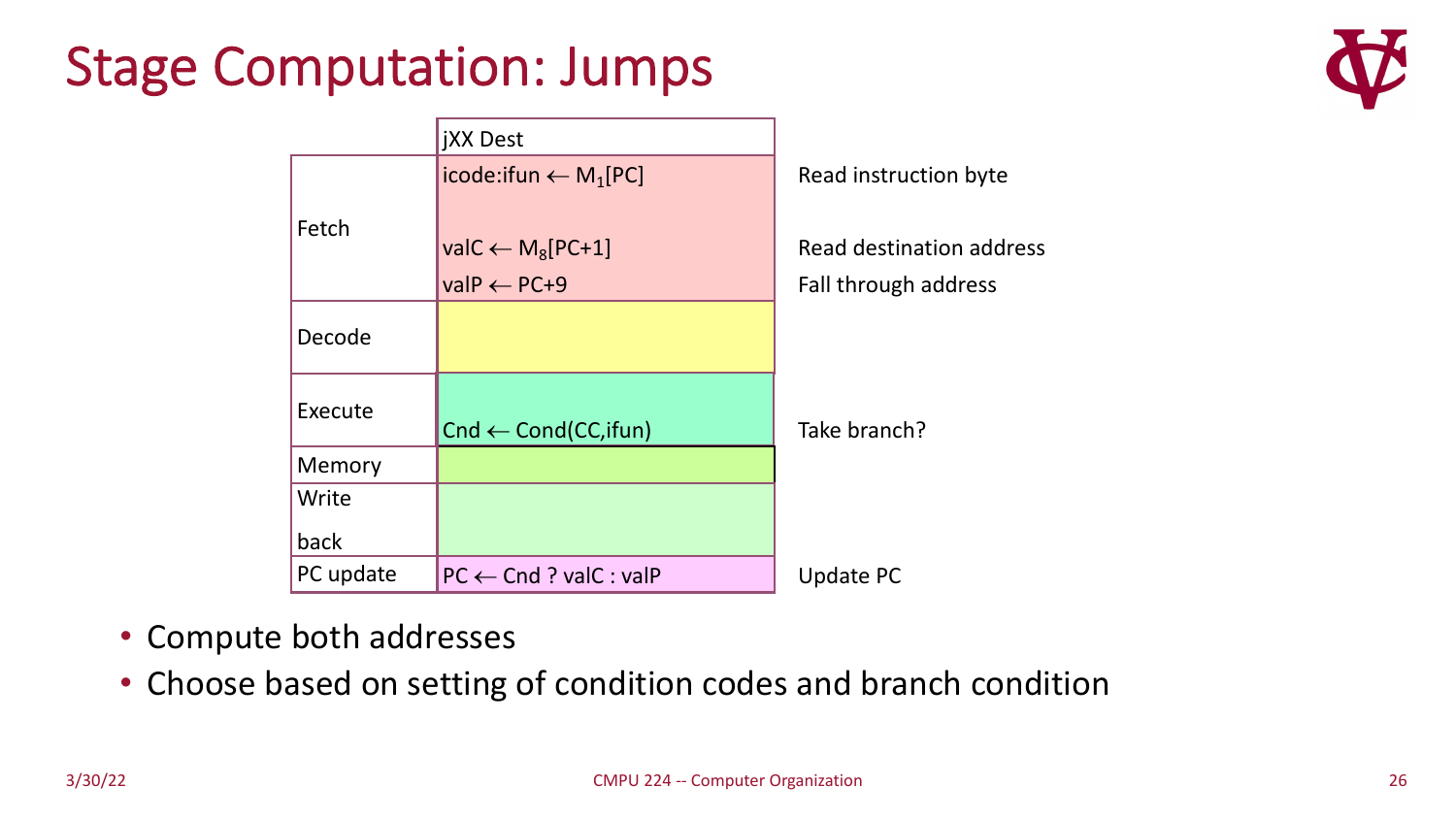# Stage Computation: Jumps

| Stage | jXX Dest | |
|---|---|---|
| Fetch | icode:ifun ← $M_1$[PC] | Read instruction byte |
| | valC ← $M_8$[PC+1] | Read destination address |
| | valP ← PC+9 | Fall through address |
| Decode | | |
| Execute | Cnd ← Cond(CC,ifun) | Take branch? |
| Memory | | |
| Write back | | |
| PC update | PC ← Cnd ? valC : valP | Update PC |

- Compute both addresses
- Choose based on setting of condition codes and branch condition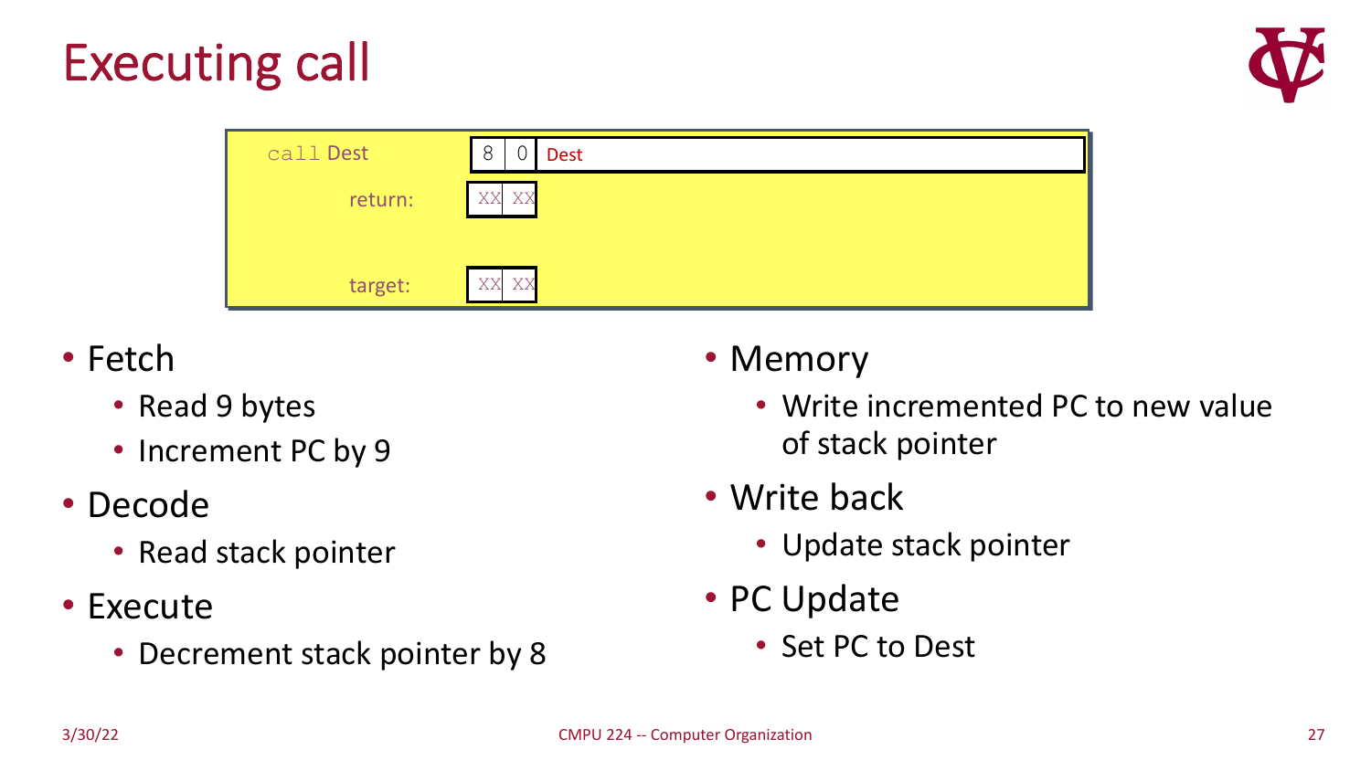# Executing call

| call Dest | 8 | 0 | Dest |
|---|---|---|---|
| return: | XX | XX | |
| target: | XX | XX | |

- Fetch
  - Read 9 bytes
  - Increment PC by 9
- Decode
  - Read stack pointer
- Execute
  - Decrement stack pointer by 8
- Memory
  - Write incremented PC to new value of stack pointer
- Write back
  - Update stack pointer
- PC Update
  - Set PC to Dest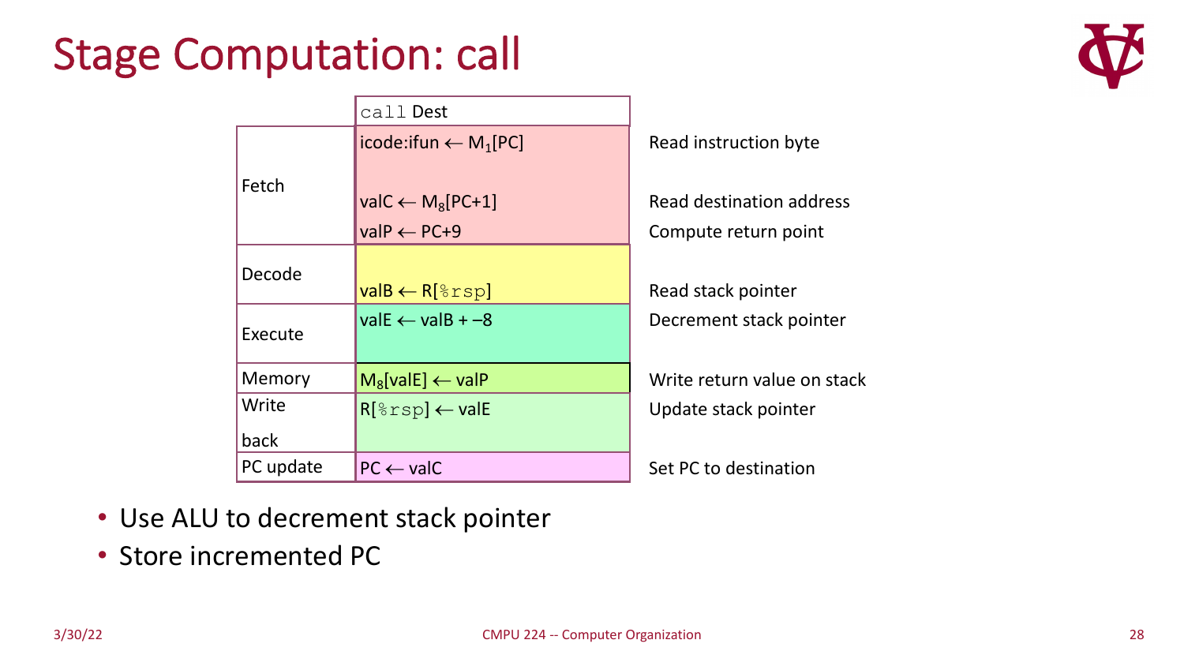# Stage Computation: call

| | `call` Dest | |
|---|---|---|
| Fetch | icode:ifun ← $M_1$[PC] | Read instruction byte |
| | valC ← $M_8$[PC+1] | Read destination address |
| | valP ← PC+9 | Compute return point |
| Decode | valB ← R[`%rsp`] | Read stack pointer |
| Execute | valE ← valB + –8 | Decrement stack pointer |
| Memory | $M_8$[valE] ← valP | Write return value on stack |
| Write back | R[`%rsp`] ← valE | Update stack pointer |
| PC update | PC ← valC | Set PC to destination |

- Use ALU to decrement stack pointer
- Store incremented PC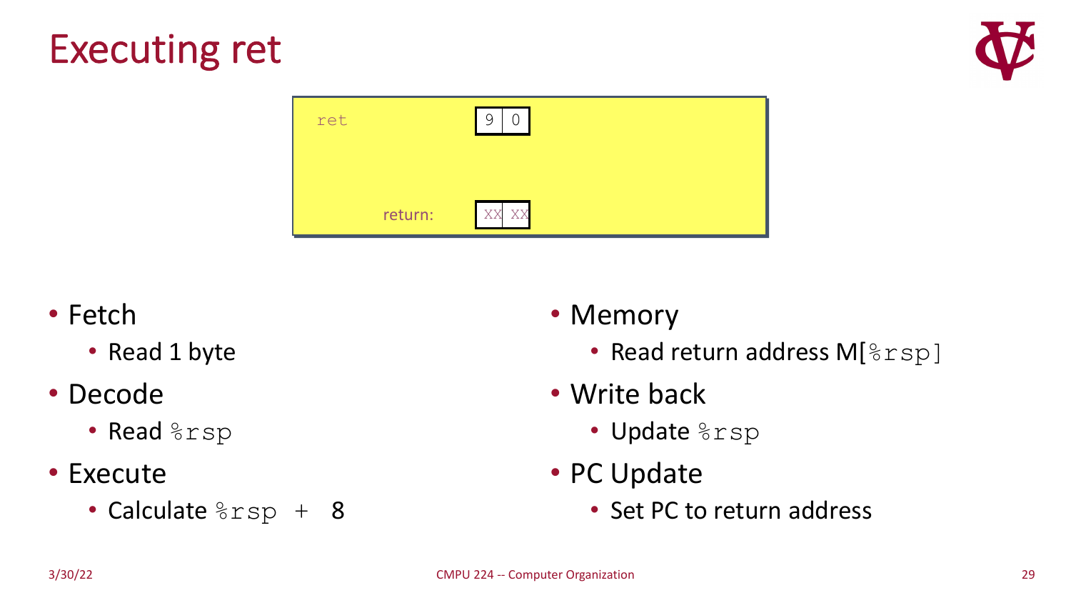# Executing ret

| ret | 9 | 0 |
|---|---|---|
| return: | XX | XX |

- Fetch
  - Read 1 byte
- Decode
  - Read `%rsp`
- Execute
  - Calculate `%rsp + 8`
- Memory
  - Read return address M[`%rsp`]
- Write back
  - Update `%rsp`
- PC Update
  - Set PC to return address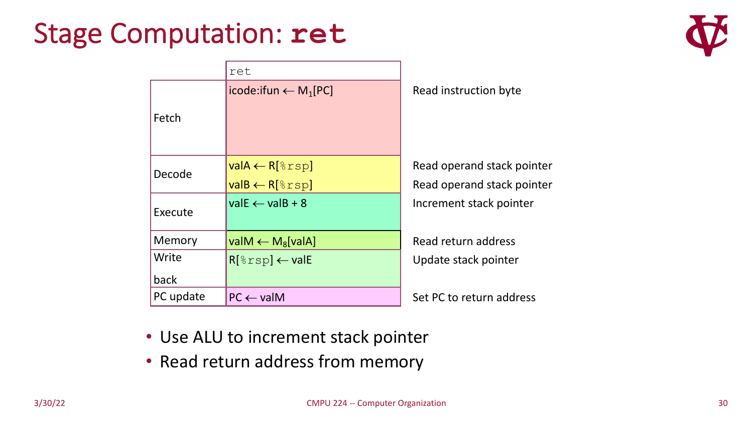# Stage Computation: `ret`

| | ret | |
|---|---|---|
| Fetch | icode:ifun ← $M_1$[PC] | Read instruction byte |
| Decode | valA ← R[`%rsp`]<br>valB ← R[`%rsp`] | Read operand stack pointer<br>Read operand stack pointer |
| Execute | valE ← valB + 8 | Increment stack pointer |
| Memory | valM ← $M_8$[valA] | Read return address |
| Write back | R[`%rsp`] ← valE | Update stack pointer |
| PC update | PC ← valM | Set PC to return address |

- Use ALU to increment stack pointer
- Read return address from memory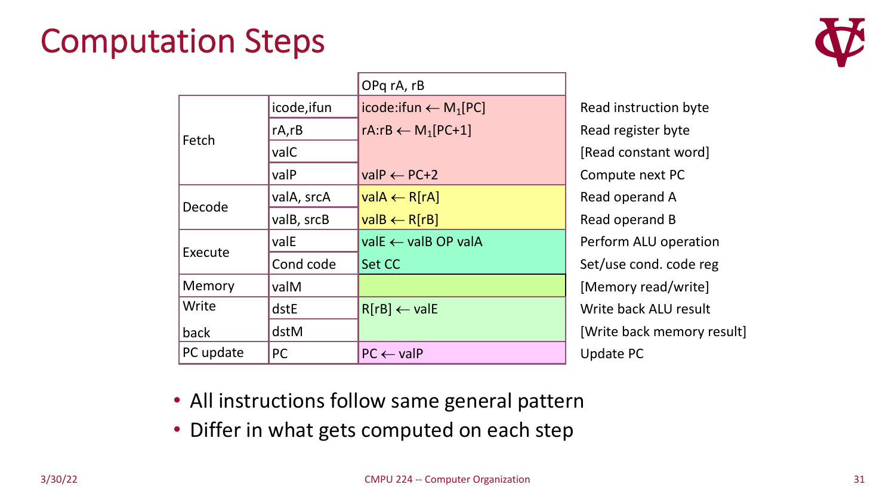# Computation Steps

| | | OPq rA, rB | |
|---|---|---|---|
| Fetch | icode,ifun | icode:ifun ← $M_1$[PC] | Read instruction byte |
| | rA,rB | rA:rB ← $M_1$[PC+1] | Read register byte |
| | valC | | [Read constant word] |
| | valP | valP ← PC+2 | Compute next PC |
| Decode | valA, srcA | valA ← R[rA] | Read operand A |
| | valB, srcB | valB ← R[rB] | Read operand B |
| Execute | valE | valE ← valB OP valA | Perform ALU operation |
| | Cond code | Set CC | Set/use cond. code reg |
| Memory | valM | | [Memory read/write] |
| Write back | dstE | R[rB] ← valE | Write back ALU result |
| | dstM | | [Write back memory result] |
| PC update | PC | PC ← valP | Update PC |

- All instructions follow same general pattern
- Differ in what gets computed on each step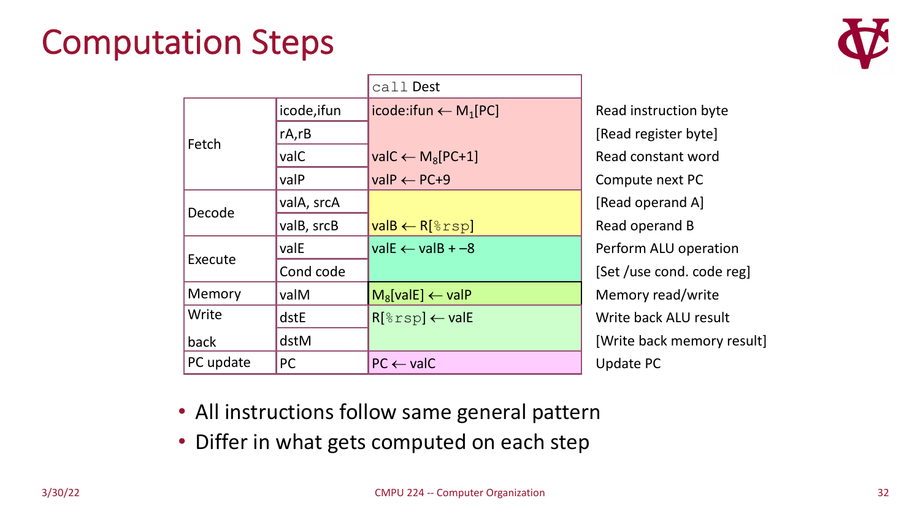# Computation Steps

| | | `call` Dest | |
|---|---|---|---|
| Fetch | icode,ifun | icode:ifun ← $M_1$[PC] | Read instruction byte |
| | rA,rB | | [Read register byte] |
| | valC | valC ← $M_8$[PC+1] | Read constant word |
| | valP | valP ← PC+9 | Compute next PC |
| Decode | valA, srcA | | [Read operand A] |
| | valB, srcB | valB ← R[`%rsp`] | Read operand B |
| Execute | valE | valE ← valB + –8 | Perform ALU operation |
| | Cond code | | [Set /use cond. code reg] |
| Memory | valM | $M_8$[valE] ← valP | Memory read/write |
| Write back | dstE | R[`%rsp`] ← valE | Write back ALU result |
| | dstM | | [Write back memory result] |
| PC update | PC | PC ← valC | Update PC |

- All instructions follow same general pattern
- Differ in what gets computed on each step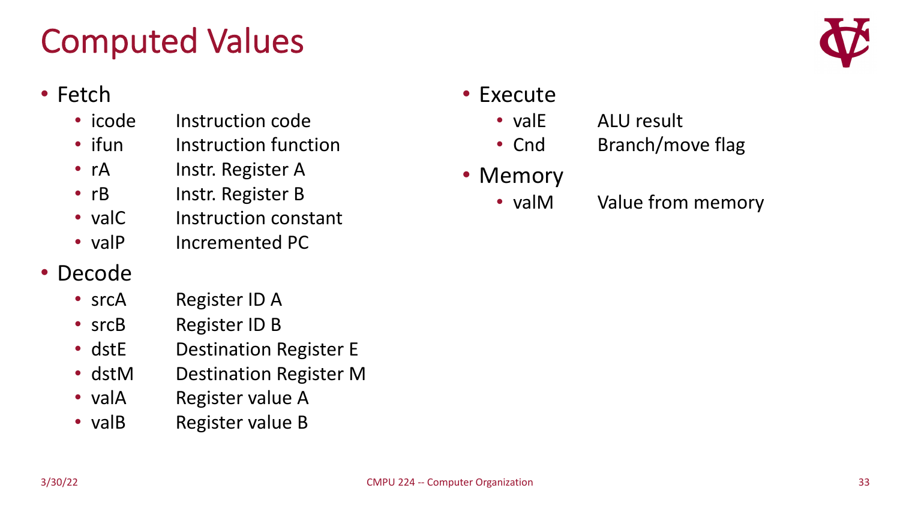# Computed Values

- Fetch
  - icode — Instruction code
  - ifun — Instruction function
  - rA — Instr. Register A
  - rB — Instr. Register B
  - valC — Instruction constant
  - valP — Incremented PC
- Decode
  - srcA — Register ID A
  - srcB — Register ID B
  - dstE — Destination Register E
  - dstM — Destination Register M
  - valA — Register value A
  - valB — Register value B
- Execute
  - valE — ALU result
  - Cnd — Branch/move flag
- Memory
  - valM — Value from memory